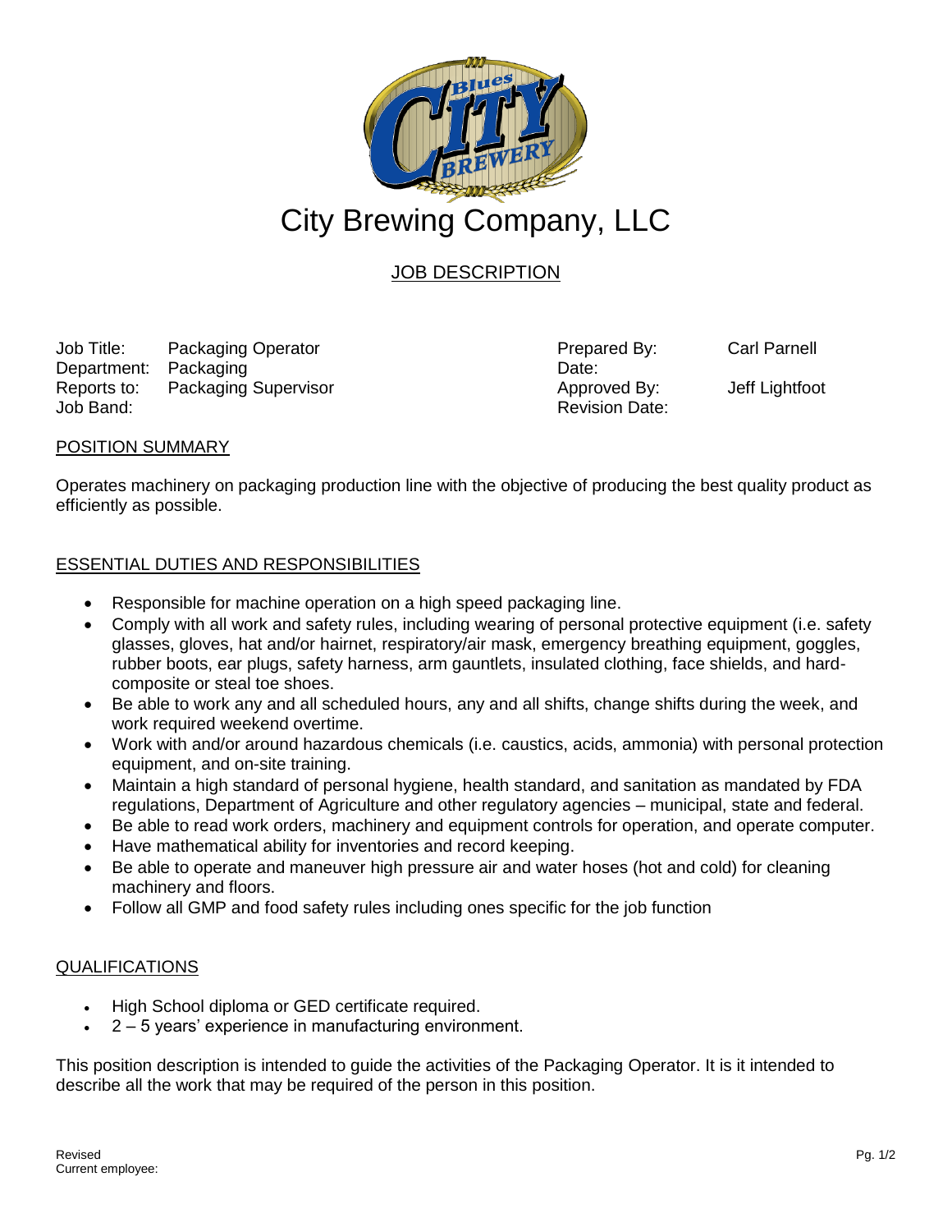# City Brewing Company, LLC

## JOB DESCRIPTION

| | | | |
|---|---|---|---|
| Job Title: | Packaging Operator | Prepared By: | Carl Parnell |
| Department: | Packaging | Date: | |
| Reports to: | Packaging Supervisor | Approved By: | Jeff Lightfoot |
| Job Band: | | Revision Date: | |

### POSITION SUMMARY

Operates machinery on packaging production line with the objective of producing the best quality product as efficiently as possible.

### ESSENTIAL DUTIES AND RESPONSIBILITIES

- Responsible for machine operation on a high speed packaging line.
- Comply with all work and safety rules, including wearing of personal protective equipment (i.e. safety glasses, gloves, hat and/or hairnet, respiratory/air mask, emergency breathing equipment, goggles, rubber boots, ear plugs, safety harness, arm gauntlets, insulated clothing, face shields, and hard-composite or steal toe shoes.
- Be able to work any and all scheduled hours, any and all shifts, change shifts during the week, and work required weekend overtime.
- Work with and/or around hazardous chemicals (i.e. caustics, acids, ammonia) with personal protection equipment, and on-site training.
- Maintain a high standard of personal hygiene, health standard, and sanitation as mandated by FDA regulations, Department of Agriculture and other regulatory agencies – municipal, state and federal.
- Be able to read work orders, machinery and equipment controls for operation, and operate computer.
- Have mathematical ability for inventories and record keeping.
- Be able to operate and maneuver high pressure air and water hoses (hot and cold) for cleaning machinery and floors.
- Follow all GMP and food safety rules including ones specific for the job function

### QUALIFICATIONS

- High School diploma or GED certificate required.
- 2 – 5 years' experience in manufacturing environment.

This position description is intended to guide the activities of the Packaging Operator. It is it intended to describe all the work that may be required of the person in this position.

Revised
Current employee: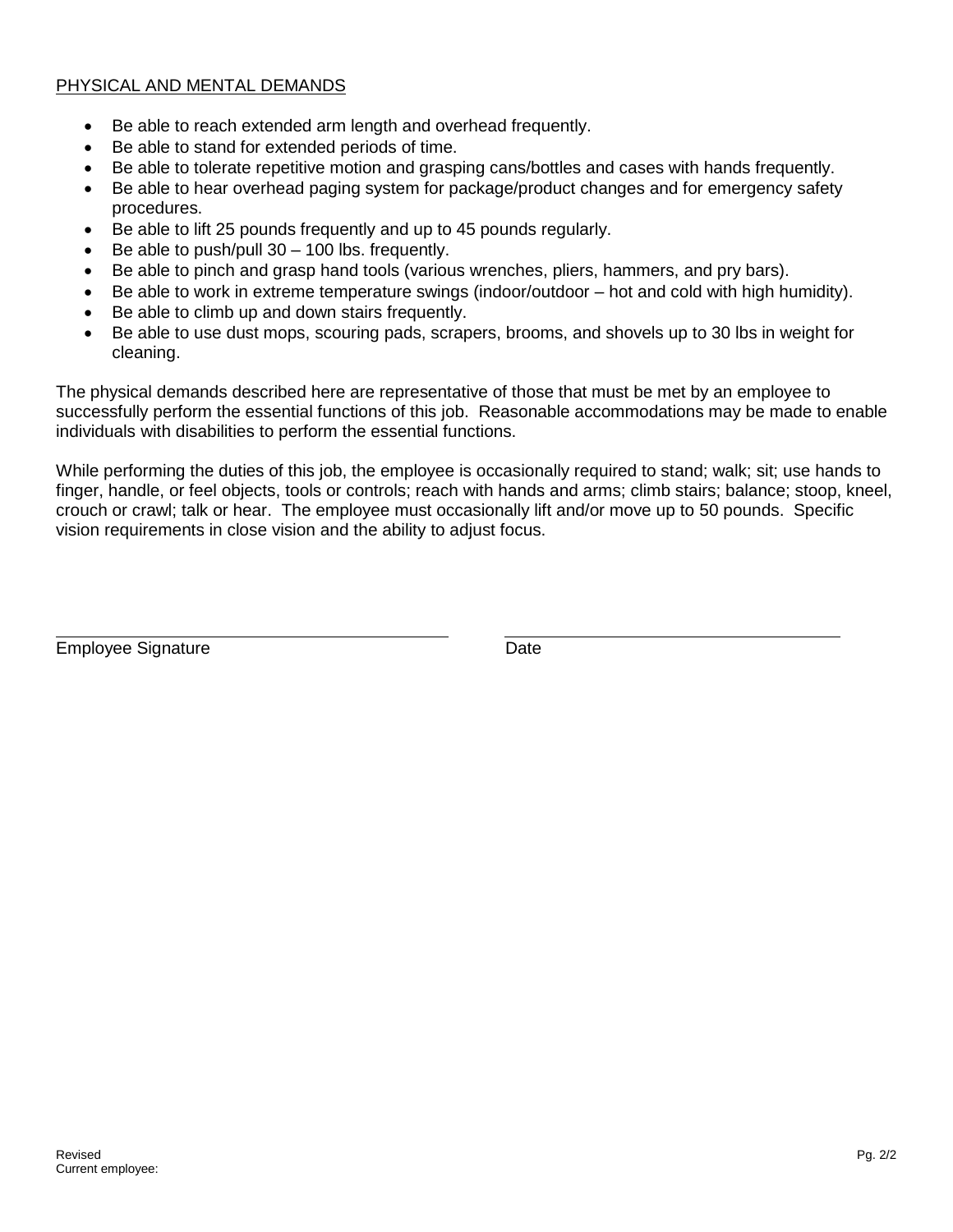PHYSICAL AND MENTAL DEMANDS

- Be able to reach extended arm length and overhead frequently.
- Be able to stand for extended periods of time.
- Be able to tolerate repetitive motion and grasping cans/bottles and cases with hands frequently.
- Be able to hear overhead paging system for package/product changes and for emergency safety procedures.
- Be able to lift 25 pounds frequently and up to 45 pounds regularly.
- Be able to push/pull 30 – 100 lbs. frequently.
- Be able to pinch and grasp hand tools (various wrenches, pliers, hammers, and pry bars).
- Be able to work in extreme temperature swings (indoor/outdoor – hot and cold with high humidity).
- Be able to climb up and down stairs frequently.
- Be able to use dust mops, scouring pads, scrapers, brooms, and shovels up to 30 lbs in weight for cleaning.

The physical demands described here are representative of those that must be met by an employee to successfully perform the essential functions of this job. Reasonable accommodations may be made to enable individuals with disabilities to perform the essential functions.

While performing the duties of this job, the employee is occasionally required to stand; walk; sit; use hands to finger, handle, or feel objects, tools or controls; reach with hands and arms; climb stairs; balance; stoop, kneel, crouch or crawl; talk or hear. The employee must occasionally lift and/or move up to 50 pounds. Specific vision requirements in close vision and the ability to adjust focus.

______________________________ ______________________________

Employee Signature Date

Revised
Current employee: